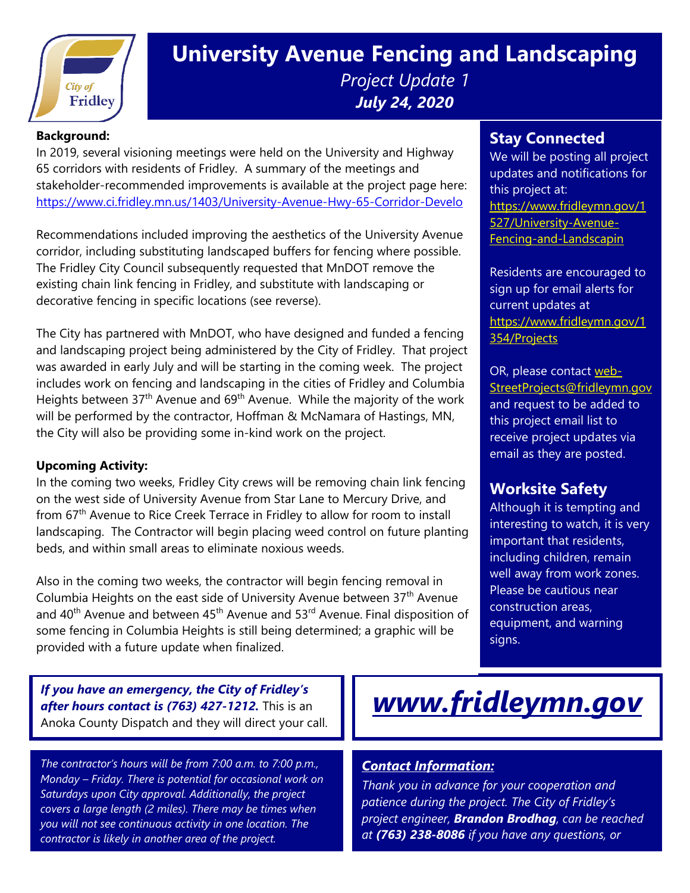# University Avenue Fencing and Landscaping

*Project Update 1*

***July 24, 2020***

**Background:**

In 2019, several visioning meetings were held on the University and Highway 65 corridors with residents of Fridley. A summary of the meetings and stakeholder-recommended improvements is available at the project page here: https://www.ci.fridley.mn.us/1403/University-Avenue-Hwy-65-Corridor-Develo

Recommendations included improving the aesthetics of the University Avenue corridor, including substituting landscaped buffers for fencing where possible. The Fridley City Council subsequently requested that MnDOT remove the existing chain link fencing in Fridley, and substitute with landscaping or decorative fencing in specific locations (see reverse).

The City has partnered with MnDOT, who have designed and funded a fencing and landscaping project being administered by the City of Fridley. That project was awarded in early July and will be starting in the coming week. The project includes work on fencing and landscaping in the cities of Fridley and Columbia Heights between 37th Avenue and 69th Avenue. While the majority of the work will be performed by the contractor, Hoffman & McNamara of Hastings, MN, the City will also be providing some in-kind work on the project.

**Upcoming Activity:**

In the coming two weeks, Fridley City crews will be removing chain link fencing on the west side of University Avenue from Star Lane to Mercury Drive, and from 67th Avenue to Rice Creek Terrace in Fridley to allow for room to install landscaping. The Contractor will begin placing weed control on future planting beds, and within small areas to eliminate noxious weeds.

Also in the coming two weeks, the contractor will begin fencing removal in Columbia Heights on the east side of University Avenue between 37th Avenue and 40th Avenue and between 45th Avenue and 53rd Avenue. Final disposition of some fencing in Columbia Heights is still being determined; a graphic will be provided with a future update when finalized.

## Stay Connected

We will be posting all project updates and notifications for this project at: https://www.fridleymn.gov/1527/University-Avenue-Fencing-and-Landscapin

Residents are encouraged to sign up for email alerts for current updates at https://www.fridleymn.gov/1354/Projects

OR, please contact web-StreetProjects@fridleymn.gov and request to be added to this project email list to receive project updates via email as they are posted.

## Worksite Safety

Although it is tempting and interesting to watch, it is very important that residents, including children, remain well away from work zones. Please be cautious near construction areas, equipment, and warning signs.

***If you have an emergency, the City of Fridley's after hours contact is (763) 427-1212.*** This is an Anoka County Dispatch and they will direct your call.

*The contractor's hours will be from 7:00 a.m. to 7:00 p.m., Monday – Friday. There is potential for occasional work on Saturdays upon City approval. Additionally, the project covers a large length (2 miles). There may be times when you will not see continuous activity in one location. The contractor is likely in another area of the project.*

***www.fridleymn.gov***

***Contact Information:***

*Thank you in advance for your cooperation and patience during the project. The City of Fridley's project engineer, **Brandon Brodhag**, can be reached at **(763) 238-8086** if you have any questions, or*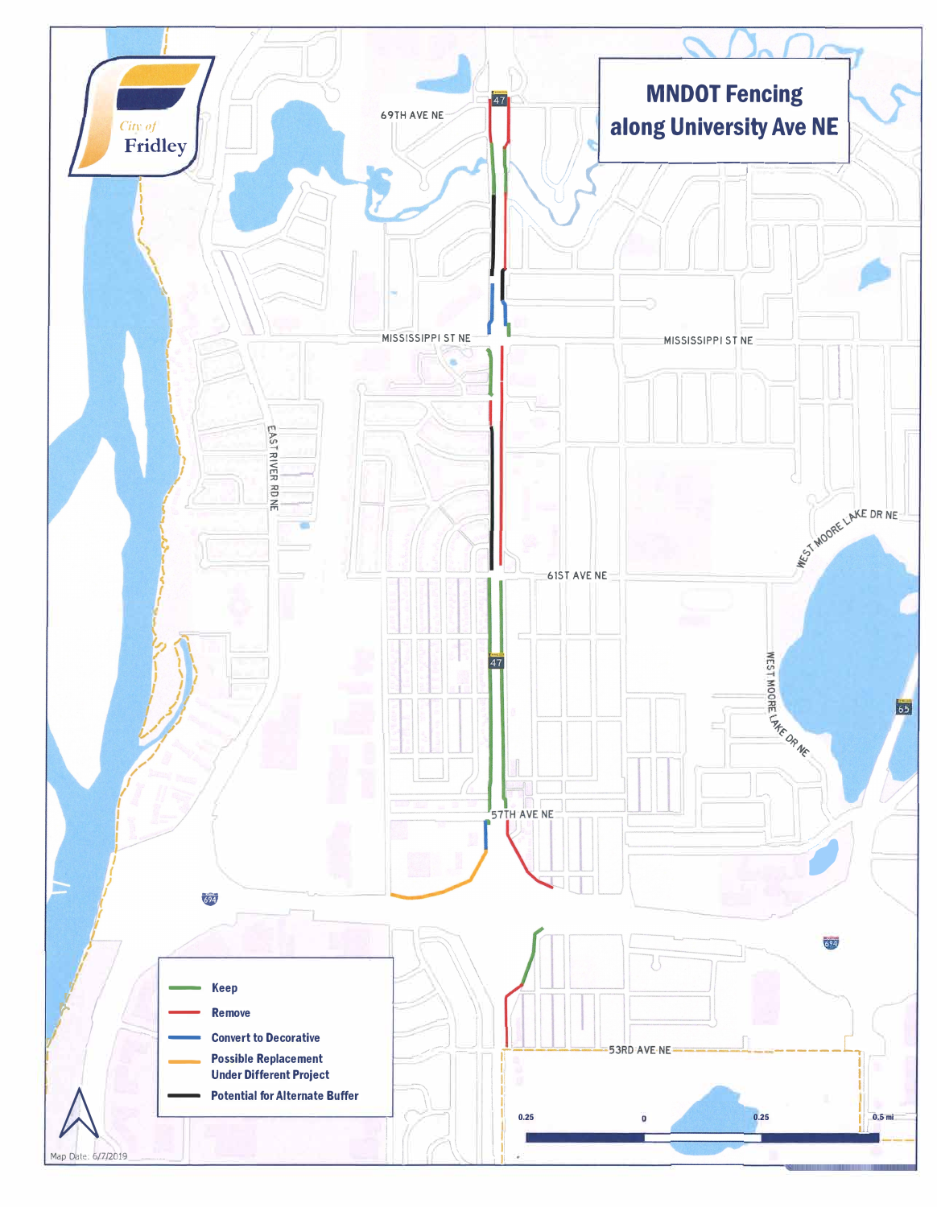City of Fridley

# MNDOT Fencing along University Ave NE

69TH AVE NE

MISSISSIPPI ST NE

MISSISSIPPI ST NE

EAST RIVER RD NE

WEST MOORE LAKE DR NE

61ST AVE NE

47

47

WEST MOORE LAKE DR NE

65

57TH AVE NE

694

694

53RD AVE NE

Keep

Remove

Convert to Decorative

Possible Replacement Under Different Project

Potential for Alternate Buffer

0.25 0 0.25 0.5 mi

Map Date: 6/7/2019